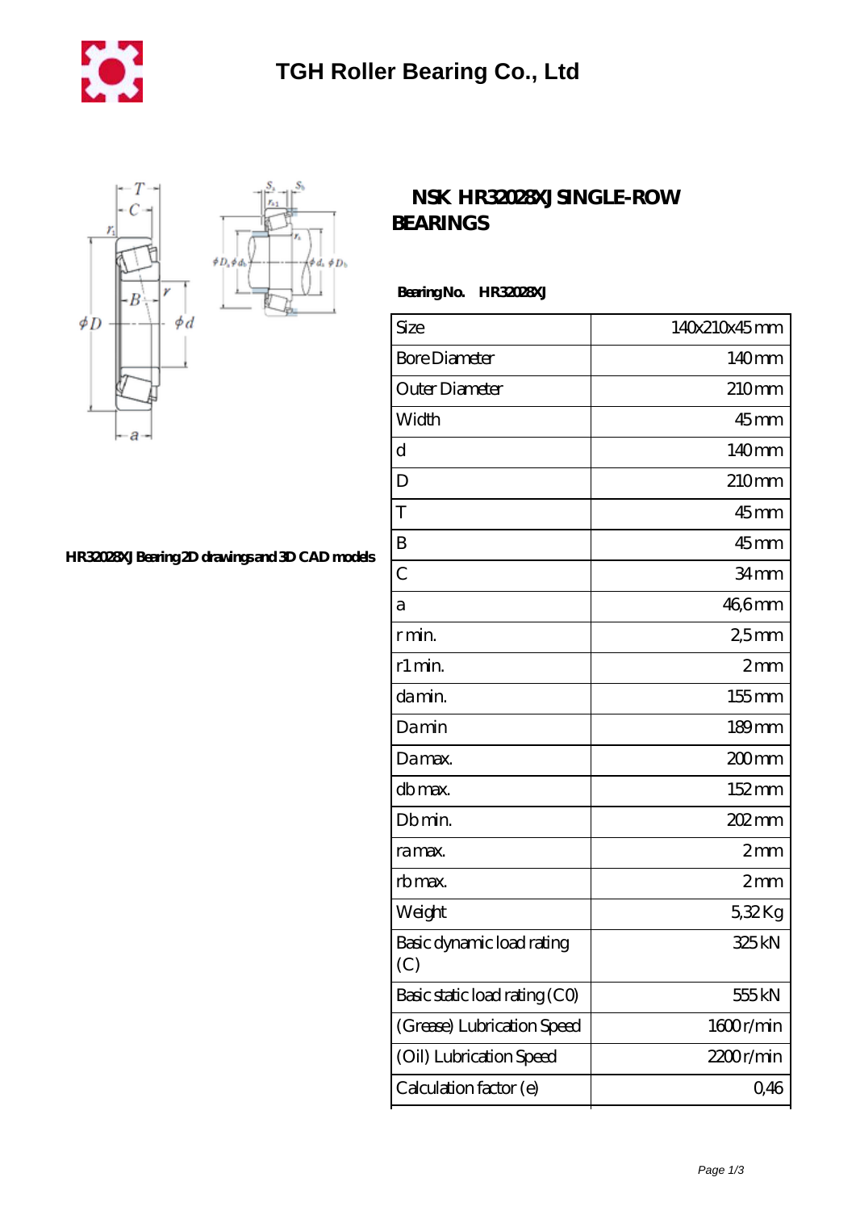# TGH Roller Bearing Co., Ltd

HR32028XJ Bearing 2D drawings and 3D CAD models

## NSK HR32028XJ SINGLE-ROW BEARINGS

**Bearing No.** **HR32028XJ**

| Size | 140x210x45 mm |
|---|---|
| Bore Diameter | 140 mm |
| Outer Diameter | 210 mm |
| Width | 45 mm |
| d | 140 mm |
| D | 210 mm |
| T | 45 mm |
| B | 45 mm |
| C | 34 mm |
| a | 46,6 mm |
| r min. | 2,5 mm |
| r1 min. | 2 mm |
| da min. | 155 mm |
| Da min | 189 mm |
| Da max. | 200 mm |
| db max. | 152 mm |
| Db min. | 202 mm |
| ra max. | 2 mm |
| rb max. | 2 mm |
| Weight | 5,32 Kg |
| Basic dynamic load rating (C) | 325 kN |
| Basic static load rating (C0) | 555 kN |
| (Grease) Lubrication Speed | 1600 r/min |
| (Oil) Lubrication Speed | 2200 r/min |
| Calculation factor (e) | 0,46 |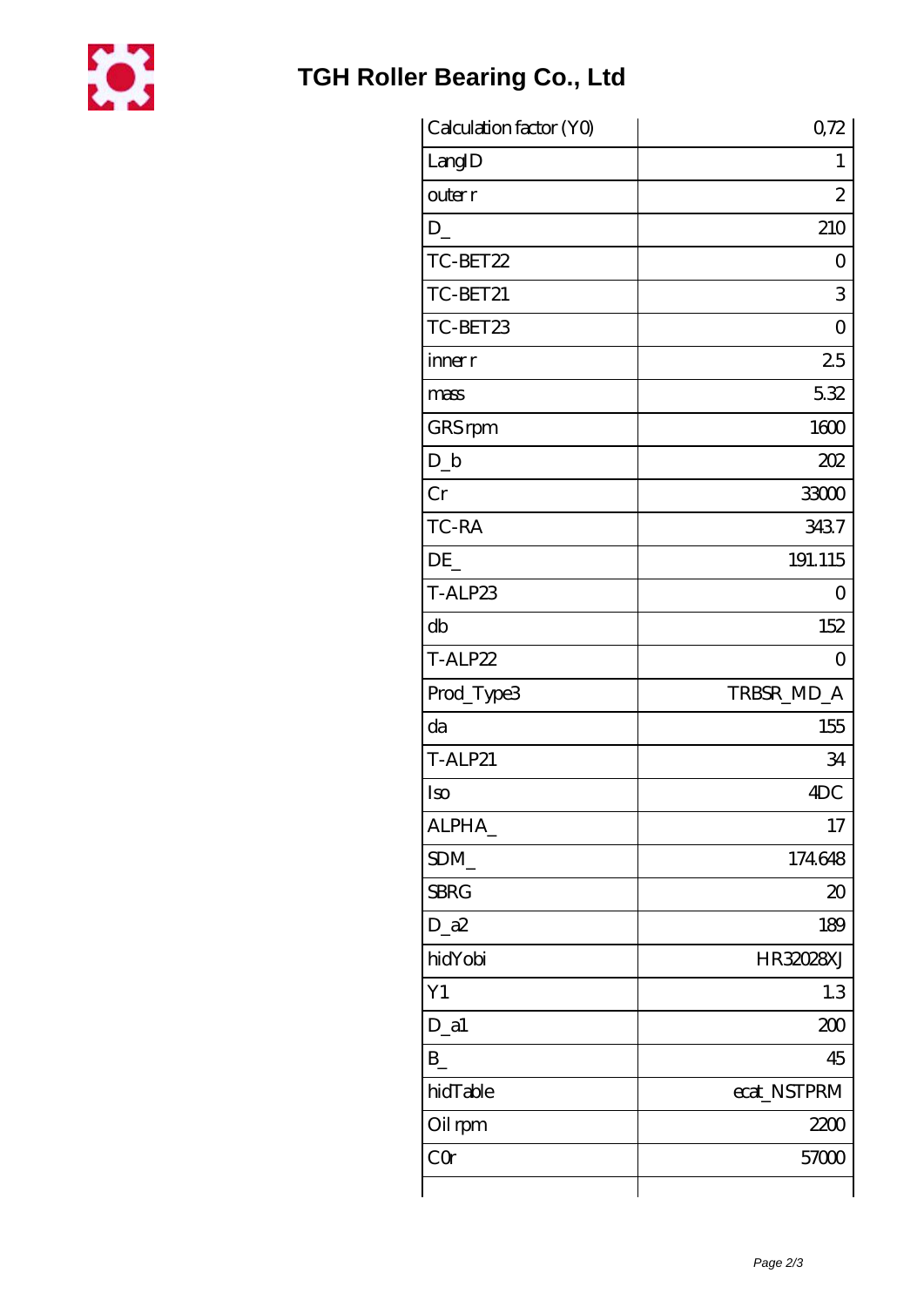| Calculation factor (Y0) | 0,72 |
|---|---|
| LangID | 1 |
| outer r | 2 |
| D_ | 210 |
| TC-BET22 | 0 |
| TC-BET21 | 3 |
| TC-BET23 | 0 |
| inner r | 2.5 |
| mass | 5.32 |
| GRS rpm | 1600 |
| D_b | 202 |
| Cr | 33000 |
| TC-RA | 343.7 |
| DE_ | 191.115 |
| T-ALP23 | 0 |
| db | 152 |
| T-ALP22 | 0 |
| Prod_Type3 | TRBSR_MD_A |
| da | 155 |
| T-ALP21 | 34 |
| Iso | 4DC |
| ALPHA_ | 17 |
| SDM_ | 174.648 |
| SBRG | 20 |
| D_a2 | 189 |
| hidYobi | HR32028XJ |
| Y1 | 1.3 |
| D_a1 | 200 |
| B_ | 45 |
| hidTable | ecat_NSTPRM |
| Oil rpm | 2200 |
| C0r | 57000 |
| | |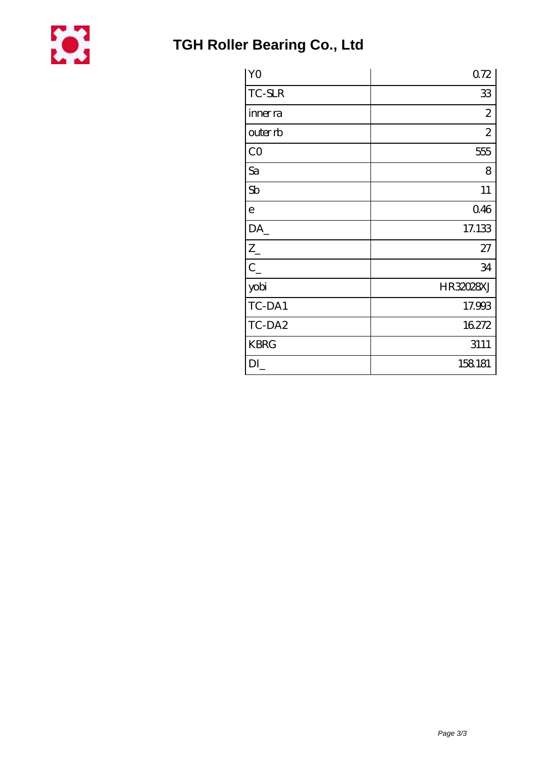# TGH Roller Bearing Co., Ltd

| | |
|---|---|
| Y0 | 0.72 |
| TC-SLR | 33 |
| inner ra | 2 |
| outer rb | 2 |
| C0 | 555 |
| Sa | 8 |
| Sb | 11 |
| e | 0.46 |
| DA_ | 17.133 |
| Z_ | 27 |
| C_ | 34 |
| yobi | HR32028XJ |
| TC-DA1 | 17.993 |
| TC-DA2 | 16.272 |
| KBRG | 3111 |
| DI_ | 158.181 |